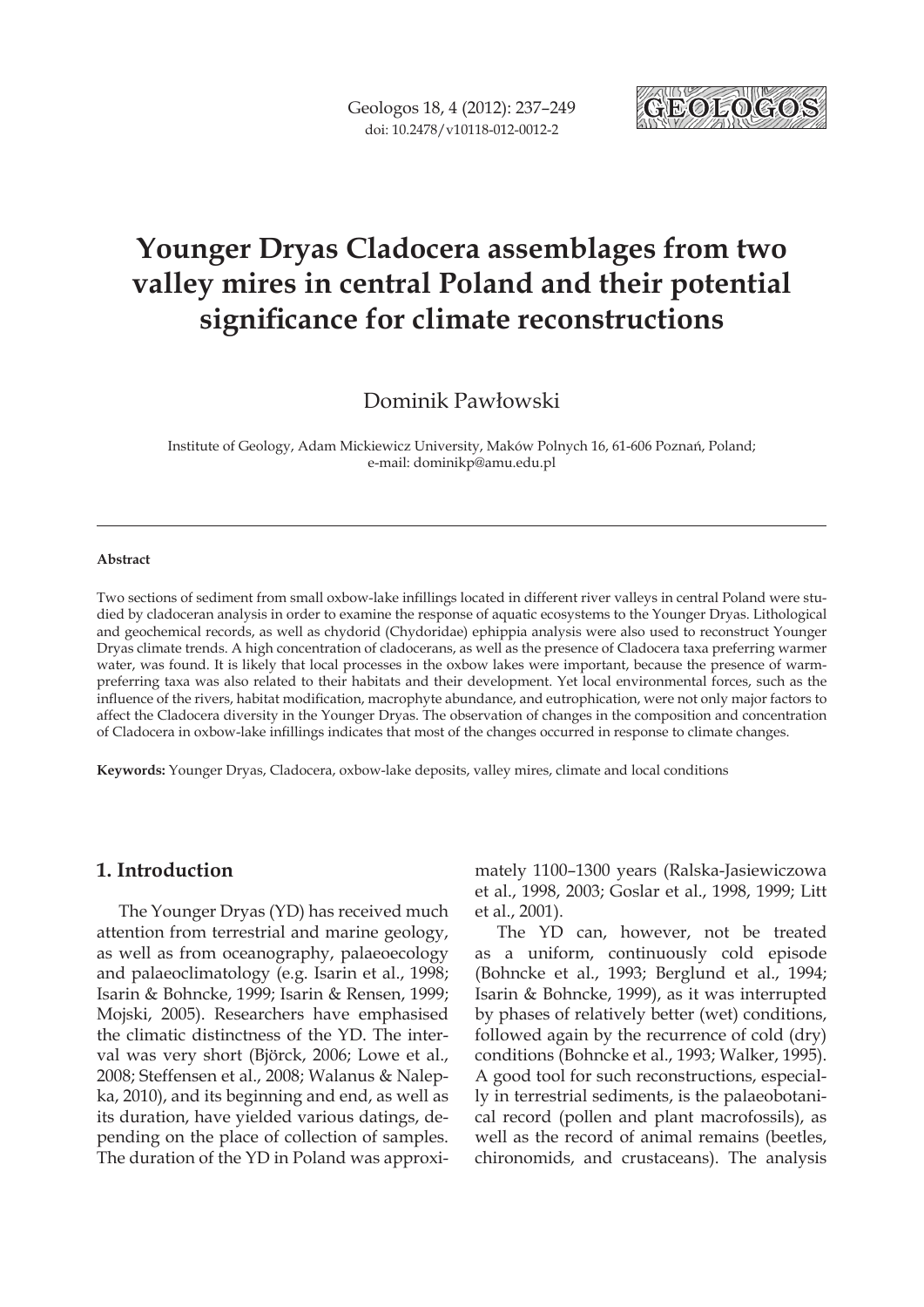# Younger Dryas Cladocera assemblages from two valley mires in central Poland and their potential significance for climate reconstructions

Dominik Pawłowski

Institute of Geology, Adam Mickiewicz University, Maków Polnych 16, 61-606 Poznań, Poland; e-mail: dominikp@amu.edu.pl

**Abstract**

Two sections of sediment from small oxbow-lake infillings located in different river valleys in central Poland were studied by cladoceran analysis in order to examine the response of aquatic ecosystems to the Younger Dryas. Lithological and geochemical records, as well as chydorid (Chydoridae) ephippia analysis were also used to reconstruct Younger Dryas climate trends. A high concentration of cladocerans, as well as the presence of Cladocera taxa preferring warmer water, was found. It is likely that local processes in the oxbow lakes were important, because the presence of warm-preferring taxa was also related to their habitats and their development. Yet local environmental forces, such as the influence of the rivers, habitat modification, macrophyte abundance, and eutrophication, were not only major factors to affect the Cladocera diversity in the Younger Dryas. The observation of changes in the composition and concentration of Cladocera in oxbow-lake infillings indicates that most of the changes occurred in response to climate changes.

**Keywords:** Younger Dryas, Cladocera, oxbow-lake deposits, valley mires, climate and local conditions

## 1. Introduction

The Younger Dryas (YD) has received much attention from terrestrial and marine geology, as well as from oceanography, palaeoecology and palaeoclimatology (e.g. Isarin et al., 1998; Isarin & Bohncke, 1999; Isarin & Rensen, 1999; Mojski, 2005). Researchers have emphasised the climatic distinctness of the YD. The interval was very short (Björck, 2006; Lowe et al., 2008; Steffensen et al., 2008; Walanus & Nalepka, 2010), and its beginning and end, as well as its duration, have yielded various datings, depending on the place of collection of samples. The duration of the YD in Poland was approximately 1100–1300 years (Ralska-Jasiewiczowa et al., 1998, 2003; Goslar et al., 1998, 1999; Litt et al., 2001).

The YD can, however, not be treated as a uniform, continuously cold episode (Bohncke et al., 1993; Berglund et al., 1994; Isarin & Bohncke, 1999), as it was interrupted by phases of relatively better (wet) conditions, followed again by the recurrence of cold (dry) conditions (Bohncke et al., 1993; Walker, 1995). A good tool for such reconstructions, especially in terrestrial sediments, is the palaeobotanical record (pollen and plant macrofossils), as well as the record of animal remains (beetles, chironomids, and crustaceans). The analysis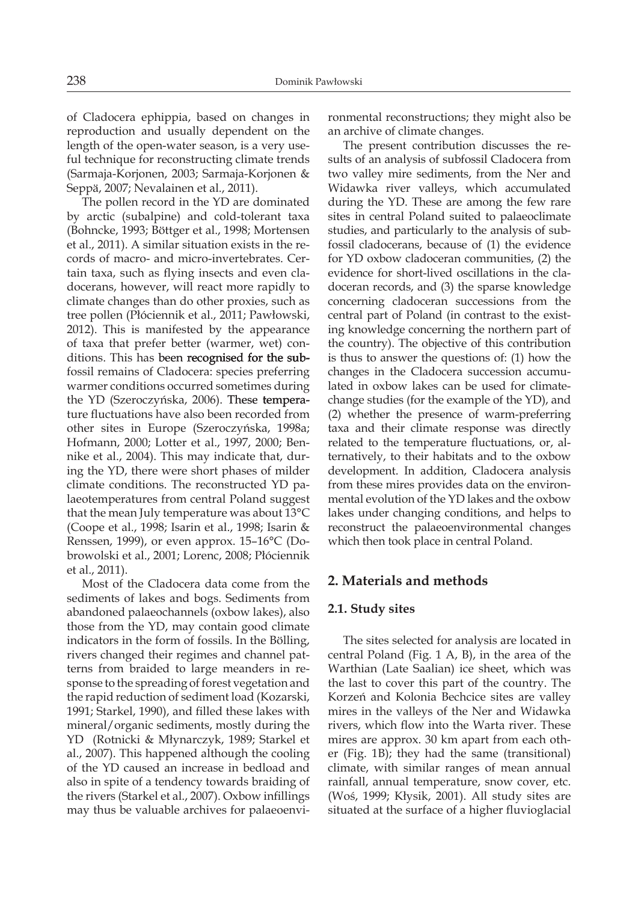of Cladocera ephippia, based on changes in reproduction and usually dependent on the length of the open-water season, is a very useful technique for reconstructing climate trends (Sarmaja-Korjonen, 2003; Sarmaja-Korjonen & Seppä, 2007; Nevalainen et al., 2011).

The pollen record in the YD are dominated by arctic (subalpine) and cold-tolerant taxa (Bohncke, 1993; Böttger et al., 1998; Mortensen et al., 2011). A similar situation exists in the records of macro- and micro-invertebrates. Certain taxa, such as flying insects and even cladocerans, however, will react more rapidly to climate changes than do other proxies, such as tree pollen (Płóciennik et al., 2011; Pawłowski, 2012). This is manifested by the appearance of taxa that prefer better (warmer, wet) conditions. This has been recognised for the subfossil remains of Cladocera: species preferring warmer conditions occurred sometimes during the YD (Szeroczyńska, 2006). These temperature fluctuations have also been recorded from other sites in Europe (Szeroczyńska, 1998a; Hofmann, 2000; Lotter et al., 1997, 2000; Bennike et al., 2004). This may indicate that, during the YD, there were short phases of milder climate conditions. The reconstructed YD palaeotemperatures from central Poland suggest that the mean July temperature was about 13°C (Coope et al., 1998; Isarin et al., 1998; Isarin & Renssen, 1999), or even approx. 15–16°C (Dobrowolski et al., 2001; Lorenc, 2008; Płóciennik et al., 2011).

Most of the Cladocera data come from the sediments of lakes and bogs. Sediments from abandoned palaeochannels (oxbow lakes), also those from the YD, may contain good climate indicators in the form of fossils. In the Bölling, rivers changed their regimes and channel patterns from braided to large meanders in response to the spreading of forest vegetation and the rapid reduction of sediment load (Kozarski, 1991; Starkel, 1990), and filled these lakes with mineral/organic sediments, mostly during the YD (Rotnicki & Młynarczyk, 1989; Starkel et al., 2007). This happened although the cooling of the YD caused an increase in bedload and also in spite of a tendency towards braiding of the rivers (Starkel et al., 2007). Oxbow infillings may thus be valuable archives for palaeoenvironmental reconstructions; they might also be an archive of climate changes.

The present contribution discusses the results of an analysis of subfossil Cladocera from two valley mire sediments, from the Ner and Widawka river valleys, which accumulated during the YD. These are among the few rare sites in central Poland suited to palaeoclimate studies, and particularly to the analysis of subfossil cladocerans, because of (1) the evidence for YD oxbow cladoceran communities, (2) the evidence for short-lived oscillations in the cladoceran records, and (3) the sparse knowledge concerning cladoceran successions from the central part of Poland (in contrast to the existing knowledge concerning the northern part of the country). The objective of this contribution is thus to answer the questions of: (1) how the changes in the Cladocera succession accumulated in oxbow lakes can be used for climate-change studies (for the example of the YD), and (2) whether the presence of warm-preferring taxa and their climate response was directly related to the temperature fluctuations, or, alternatively, to their habitats and to the oxbow development. In addition, Cladocera analysis from these mires provides data on the environmental evolution of the YD lakes and the oxbow lakes under changing conditions, and helps to reconstruct the palaeoenvironmental changes which then took place in central Poland.

## 2. Materials and methods

### 2.1. Study sites

The sites selected for analysis are located in central Poland (Fig. 1 A, B), in the area of the Warthian (Late Saalian) ice sheet, which was the last to cover this part of the country. The Korzeń and Kolonia Bechcice sites are valley mires in the valleys of the Ner and Widawka rivers, which flow into the Warta river. These mires are approx. 30 km apart from each other (Fig. 1B); they had the same (transitional) climate, with similar ranges of mean annual rainfall, annual temperature, snow cover, etc. (Woś, 1999; Kłysik, 2001). All study sites are situated at the surface of a higher fluvioglacial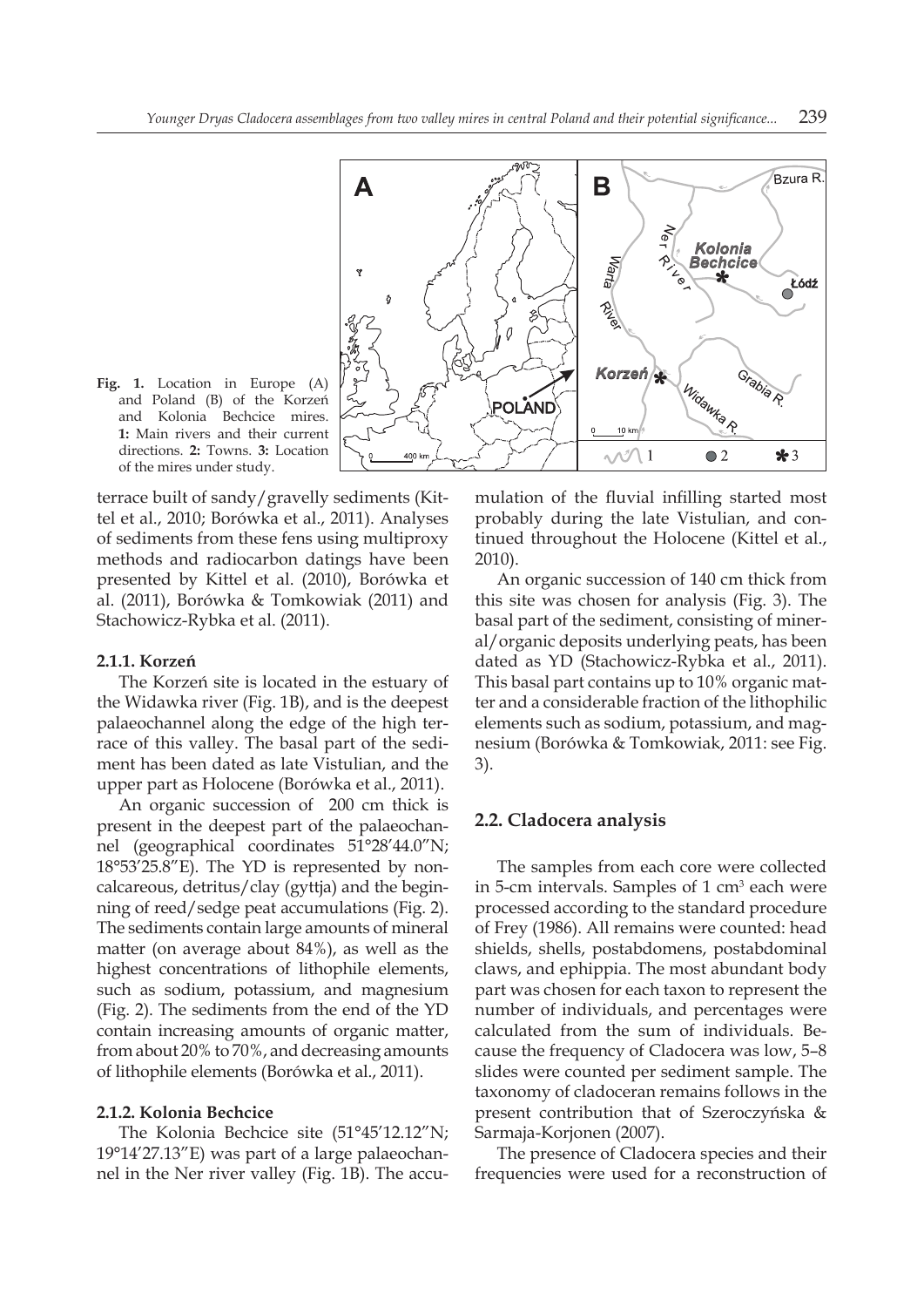Fig. 1. Location in Europe (A) and Poland (B) of the Korzeń and Kolonia Bechcice mires. **1:** Main rivers and their current directions. **2:** Towns. **3:** Location of the mires under study.

terrace built of sandy/gravelly sediments (Kittel et al., 2010; Borówka et al., 2011). Analyses of sediments from these fens using multiproxy methods and radiocarbon datings have been presented by Kittel et al. (2010), Borówka et al. (2011), Borówka & Tomkowiak (2011) and Stachowicz-Rybka et al. (2011).

#### 2.1.1. Korzeń

The Korzeń site is located in the estuary of the Widawka river (Fig. 1B), and is the deepest palaeochannel along the edge of the high terrace of this valley. The basal part of the sediment has been dated as late Vistulian, and the upper part as Holocene (Borówka et al., 2011).

An organic succession of 200 cm thick is present in the deepest part of the palaeochannel (geographical coordinates 51°28′44.0″N; 18°53′25.8″E). The YD is represented by non-calcareous, detritus/clay (gyttja) and the beginning of reed/sedge peat accumulations (Fig. 2). The sediments contain large amounts of mineral matter (on average about 84%), as well as the highest concentrations of lithophile elements, such as sodium, potassium, and magnesium (Fig. 2). The sediments from the end of the YD contain increasing amounts of organic matter, from about 20% to 70%, and decreasing amounts of lithophile elements (Borówka et al., 2011).

#### 2.1.2. Kolonia Bechcice

The Kolonia Bechcice site (51°45′12.12″N; 19°14′27.13″E) was part of a large palaeochannel in the Ner river valley (Fig. 1B). The accumulation of the fluvial infilling started most probably during the late Vistulian, and continued throughout the Holocene (Kittel et al., 2010).

An organic succession of 140 cm thick from this site was chosen for analysis (Fig. 3). The basal part of the sediment, consisting of mineral/organic deposits underlying peats, has been dated as YD (Stachowicz-Rybka et al., 2011). This basal part contains up to 10% organic matter and a considerable fraction of the lithophilic elements such as sodium, potassium, and magnesium (Borówka & Tomkowiak, 2011: see Fig. 3).

### 2.2. Cladocera analysis

The samples from each core were collected in 5-cm intervals. Samples of 1 cm$^3$ each were processed according to the standard procedure of Frey (1986). All remains were counted: head shields, shells, postabdomens, postabdominal claws, and ephippia. The most abundant body part was chosen for each taxon to represent the number of individuals, and percentages were calculated from the sum of individuals. Because the frequency of Cladocera was low, 5–8 slides were counted per sediment sample. The taxonomy of cladoceran remains follows in the present contribution that of Szeroczyńska & Sarmaja-Korjonen (2007).

The presence of Cladocera species and their frequencies were used for a reconstruction of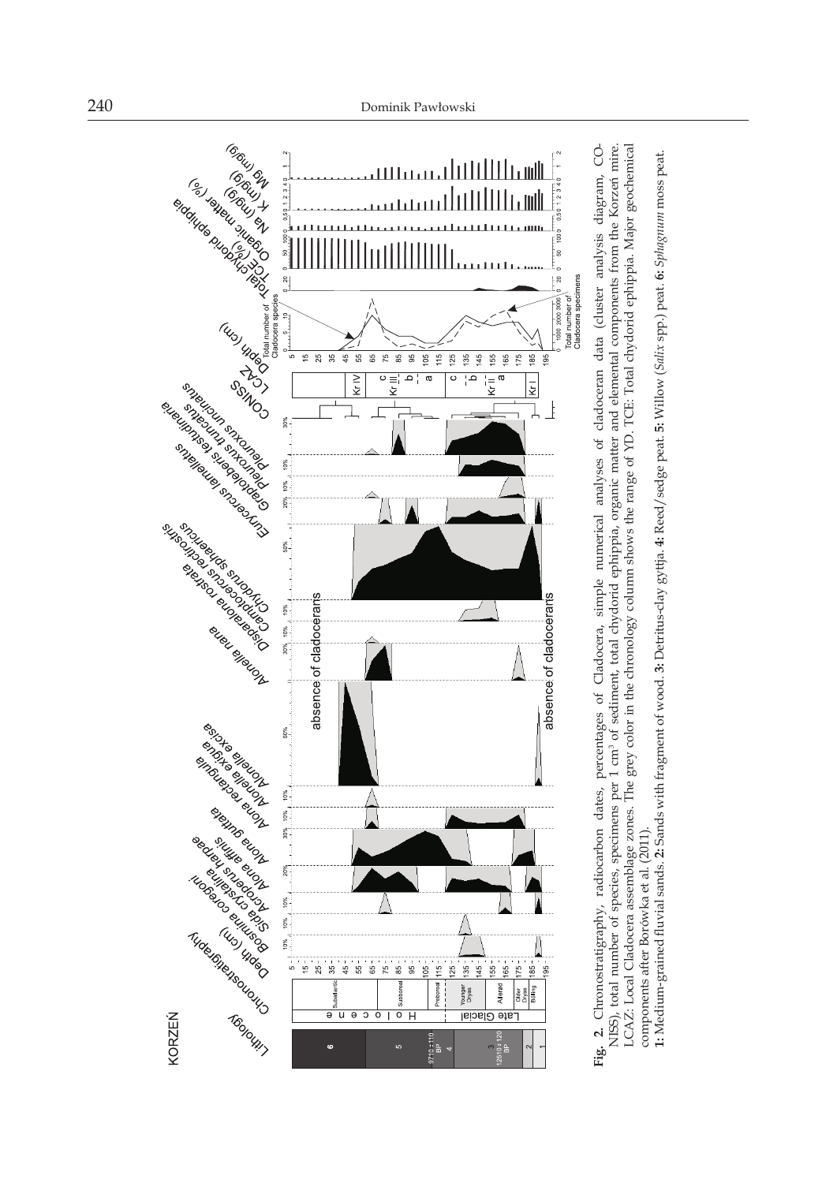**Fig. 2.** Chronostratigraphy, radiocarbon dates, percentages of Cladocera, simple numerical analyses of cladoceran data (cluster analysis diagram, CONISS), total number of species, specimens per 1 cm$^3$ of sediment, total chydorid ephippia, organic matter and elemental components from the Korzeń mire. LCAZ: Local Cladocera assemblage zones. The grey color in the chronology column shows the range of YD. TCE: Total chydorid ephippia. Major geochemical components after Borówka et al. (2011).

**1:** Medium-grained fluvial sands. **2:** Sands with fragment of wood. **3:** Detritus-clay gyttja. **4:** Reed/sedge peat. **5:** Willow (*Salix* spp.) peat. **6:** *Sphagnum* moss peat.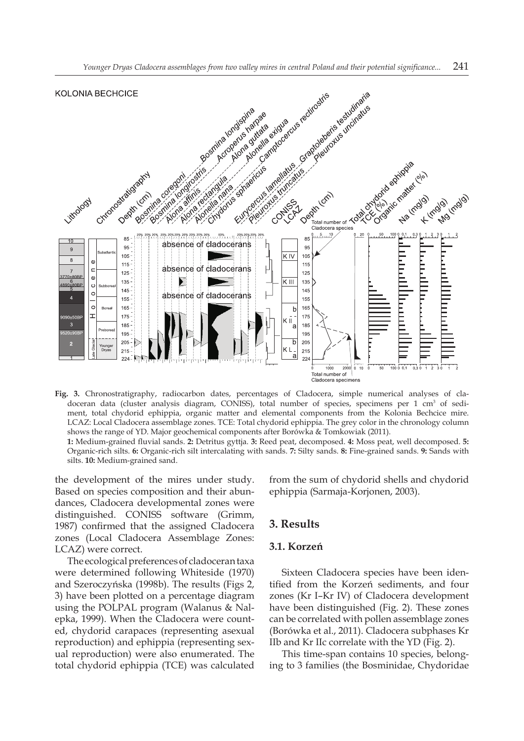KOLONIA BECHCICE

**Fig. 3.** Chronostratigraphy, radiocarbon dates, percentages of Cladocera, simple numerical analyses of cladoceran data (cluster analysis diagram, CONISS), total number of species, specimens per 1 cm$^3$ of sediment, total chydorid ephippia, organic matter and elemental components from the Kolonia Bechcice mire. LCAZ: Local Cladocera assemblage zones. TCE: Total chydorid ephippia. The grey color in the chronology column shows the range of YD. Major geochemical components after Borówka & Tomkowiak (2011).

**1:** Medium-grained fluvial sands. **2:** Detritus gyttja. **3:** Reed peat, decomposed. **4:** Moss peat, well decomposed. **5:** Organic-rich silts. **6:** Organic-rich silt intercalating with sands. **7:** Silty sands. **8:** Fine-grained sands. **9:** Sands with silts. **10:** Medium-grained sand.

the development of the mires under study. Based on species composition and their abundances, Cladocera developmental zones were distinguished. CONISS software (Grimm, 1987) confirmed that the assigned Cladocera zones (Local Cladocera Assemblage Zones: LCAZ) were correct.

The ecological preferences of cladoceran taxa were determined following Whiteside (1970) and Szeroczyńska (1998b). The results (Figs 2, 3) have been plotted on a percentage diagram using the POLPAL program (Walanus & Nalepka, 1999). When the Cladocera were counted, chydorid carapaces (representing asexual reproduction) and ephippia (representing sexual reproduction) were also enumerated. The total chydorid ephippia (TCE) was calculated from the sum of chydorid shells and chydorid ephippia (Sarmaja-Korjonen, 2003).

## 3. Results

### 3.1. Korzeń

Sixteen Cladocera species have been identified from the Korzeń sediments, and four zones (Kr I–Kr IV) of Cladocera development have been distinguished (Fig. 2). These zones can be correlated with pollen assemblage zones (Borówka et al., 2011). Cladocera subphases Kr IIb and Kr IIc correlate with the YD (Fig. 2).

This time-span contains 10 species, belonging to 3 families (the Bosminidae, Chydoridae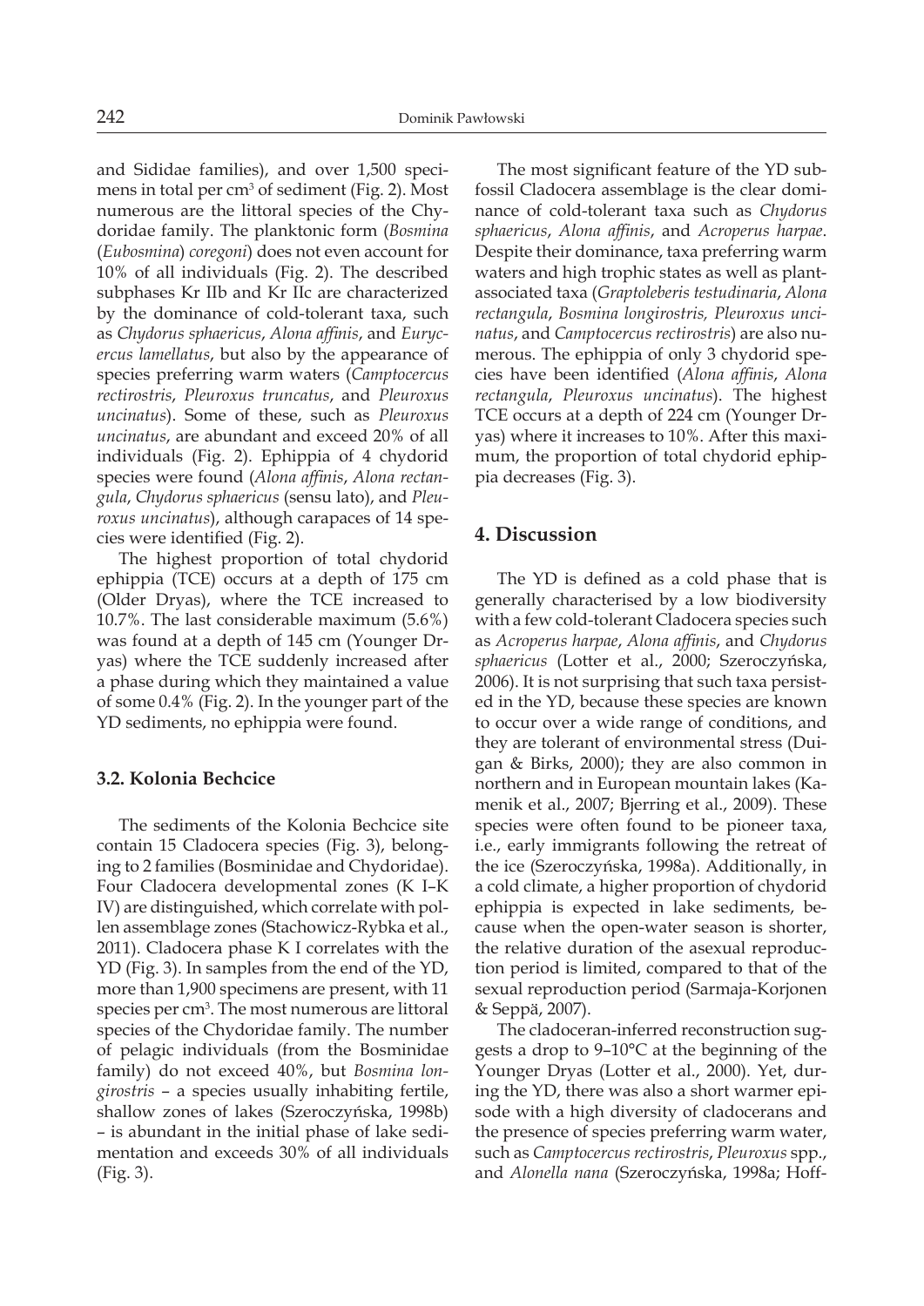and Sididae families), and over 1,500 specimens in total per $cm^3$ of sediment (Fig. 2). Most numerous are the littoral species of the Chydoridae family. The planktonic form (*Bosmina* (*Eubosmina*) *coregoni*) does not even account for 10% of all individuals (Fig. 2). The described subphases Kr IIb and Kr IIc are characterized by the dominance of cold-tolerant taxa, such as *Chydorus sphaericus*, *Alona affinis*, and *Eurycercus lamellatus*, but also by the appearance of species preferring warm waters (*Camptocercus rectirostris*, *Pleuroxus truncatus*, and *Pleuroxus uncinatus*). Some of these, such as *Pleuroxus uncinatus*, are abundant and exceed 20% of all individuals (Fig. 2). Ephippia of 4 chydorid species were found (*Alona affinis*, *Alona rectangula*, *Chydorus sphaericus* (sensu lato), and *Pleuroxus uncinatus*), although carapaces of 14 species were identified (Fig. 2).

The highest proportion of total chydorid ephippia (TCE) occurs at a depth of 175 cm (Older Dryas), where the TCE increased to 10.7%. The last considerable maximum (5.6%) was found at a depth of 145 cm (Younger Dryas) where the TCE suddenly increased after a phase during which they maintained a value of some 0.4% (Fig. 2). In the younger part of the YD sediments, no ephippia were found.

### 3.2. Kolonia Bechcice

The sediments of the Kolonia Bechcice site contain 15 Cladocera species (Fig. 3), belonging to 2 families (Bosminidae and Chydoridae). Four Cladocera developmental zones (K I–K IV) are distinguished, which correlate with pollen assemblage zones (Stachowicz-Rybka et al., 2011). Cladocera phase K I correlates with the YD (Fig. 3). In samples from the end of the YD, more than 1,900 specimens are present, with 11 species per $cm^3$. The most numerous are littoral species of the Chydoridae family. The number of pelagic individuals (from the Bosminidae family) do not exceed 40%, but *Bosmina longirostris* – a species usually inhabiting fertile, shallow zones of lakes (Szeroczyńska, 1998b) – is abundant in the initial phase of lake sedimentation and exceeds 30% of all individuals (Fig. 3).

The most significant feature of the YD subfossil Cladocera assemblage is the clear dominance of cold-tolerant taxa such as *Chydorus sphaericus*, *Alona affinis*, and *Acroperus harpae*. Despite their dominance, taxa preferring warm waters and high trophic states as well as plant-associated taxa (*Graptoleberis testudinaria*, *Alona rectangula*, *Bosmina longirostris, Pleuroxus uncinatus*, and *Camptocercus rectirostris*) are also numerous. The ephippia of only 3 chydorid species have been identified (*Alona affinis*, *Alona rectangula*, *Pleuroxus uncinatus*). The highest TCE occurs at a depth of 224 cm (Younger Dryas) where it increases to 10%. After this maximum, the proportion of total chydorid ephippia decreases (Fig. 3).

## 4. Discussion

The YD is defined as a cold phase that is generally characterised by a low biodiversity with a few cold-tolerant Cladocera species such as *Acroperus harpae*, *Alona affinis*, and *Chydorus sphaericus* (Lotter et al., 2000; Szeroczyńska, 2006). It is not surprising that such taxa persisted in the YD, because these species are known to occur over a wide range of conditions, and they are tolerant of environmental stress (Duigan & Birks, 2000); they are also common in northern and in European mountain lakes (Kamenik et al., 2007; Bjerring et al., 2009). These species were often found to be pioneer taxa, i.e., early immigrants following the retreat of the ice (Szeroczyńska, 1998a). Additionally, in a cold climate, a higher proportion of chydorid ephippia is expected in lake sediments, because when the open-water season is shorter, the relative duration of the asexual reproduction period is limited, compared to that of the sexual reproduction period (Sarmaja-Korjonen & Seppä, 2007).

The cladoceran-inferred reconstruction suggests a drop to 9–10°C at the beginning of the Younger Dryas (Lotter et al., 2000). Yet, during the YD, there was also a short warmer episode with a high diversity of cladocerans and the presence of species preferring warm water, such as *Camptocercus rectirostris*, *Pleuroxus* spp., and *Alonella nana* (Szeroczyńska, 1998a; Hoff-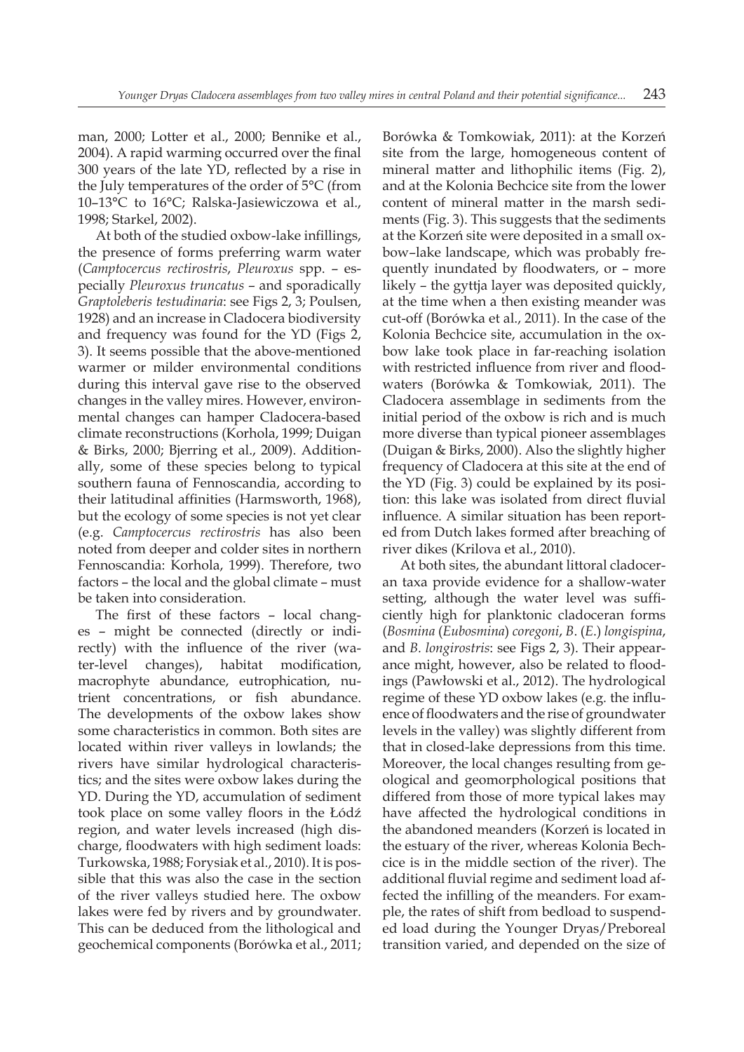man, 2000; Lotter et al., 2000; Bennike et al., 2004). A rapid warming occurred over the final 300 years of the late YD, reflected by a rise in the July temperatures of the order of 5°C (from 10–13°C to 16°C; Ralska-Jasiewiczowa et al., 1998; Starkel, 2002).

At both of the studied oxbow-lake infillings, the presence of forms preferring warm water (*Camptocercus rectirostris*, *Pleuroxus* spp. – especially *Pleuroxus truncatus* – and sporadically *Graptoleberis testudinaria*: see Figs 2, 3; Poulsen, 1928) and an increase in Cladocera biodiversity and frequency was found for the YD (Figs 2, 3). It seems possible that the above-mentioned warmer or milder environmental conditions during this interval gave rise to the observed changes in the valley mires. However, environmental changes can hamper Cladocera-based climate reconstructions (Korhola, 1999; Duigan & Birks, 2000; Bjerring et al., 2009). Additionally, some of these species belong to typical southern fauna of Fennoscandia, according to their latitudinal affinities (Harmsworth, 1968), but the ecology of some species is not yet clear (e.g. *Camptocercus rectirostris* has also been noted from deeper and colder sites in northern Fennoscandia: Korhola, 1999). Therefore, two factors – the local and the global climate – must be taken into consideration.

The first of these factors – local changes – might be connected (directly or indirectly) with the influence of the river (water-level changes), habitat modification, macrophyte abundance, eutrophication, nutrient concentrations, or fish abundance. The developments of the oxbow lakes show some characteristics in common. Both sites are located within river valleys in lowlands; the rivers have similar hydrological characteristics; and the sites were oxbow lakes during the YD. During the YD, accumulation of sediment took place on some valley floors in the Łódź region, and water levels increased (high discharge, floodwaters with high sediment loads: Turkowska, 1988; Forysiak et al., 2010). It is possible that this was also the case in the section of the river valleys studied here. The oxbow lakes were fed by rivers and by groundwater. This can be deduced from the lithological and geochemical components (Borówka et al., 2011; Borówka & Tomkowiak, 2011): at the Korzeń site from the large, homogeneous content of mineral matter and lithophilic items (Fig. 2), and at the Kolonia Bechcice site from the lower content of mineral matter in the marsh sediments (Fig. 3). This suggests that the sediments at the Korzeń site were deposited in a small oxbow–lake landscape, which was probably frequently inundated by floodwaters, or – more likely – the gyttja layer was deposited quickly, at the time when a then existing meander was cut-off (Borówka et al., 2011). In the case of the Kolonia Bechcice site, accumulation in the oxbow lake took place in far-reaching isolation with restricted influence from river and floodwaters (Borówka & Tomkowiak, 2011). The Cladocera assemblage in sediments from the initial period of the oxbow is rich and is much more diverse than typical pioneer assemblages (Duigan & Birks, 2000). Also the slightly higher frequency of Cladocera at this site at the end of the YD (Fig. 3) could be explained by its position: this lake was isolated from direct fluvial influence. A similar situation has been reported from Dutch lakes formed after breaching of river dikes (Krilova et al., 2010).

At both sites, the abundant littoral cladoceran taxa provide evidence for a shallow-water setting, although the water level was sufficiently high for planktonic cladoceran forms (*Bosmina* (*Eubosmina*) *coregoni*, *B.* (*E.*) *longispina*, and *B. longirostris*: see Figs 2, 3). Their appearance might, however, also be related to floodings (Pawłowski et al., 2012). The hydrological regime of these YD oxbow lakes (e.g. the influence of floodwaters and the rise of groundwater levels in the valley) was slightly different from that in closed-lake depressions from this time. Moreover, the local changes resulting from geological and geomorphological positions that differed from those of more typical lakes may have affected the hydrological conditions in the abandoned meanders (Korzeń is located in the estuary of the river, whereas Kolonia Bechcice is in the middle section of the river). The additional fluvial regime and sediment load affected the infilling of the meanders. For example, the rates of shift from bedload to suspended load during the Younger Dryas/Preboreal transition varied, and depended on the size of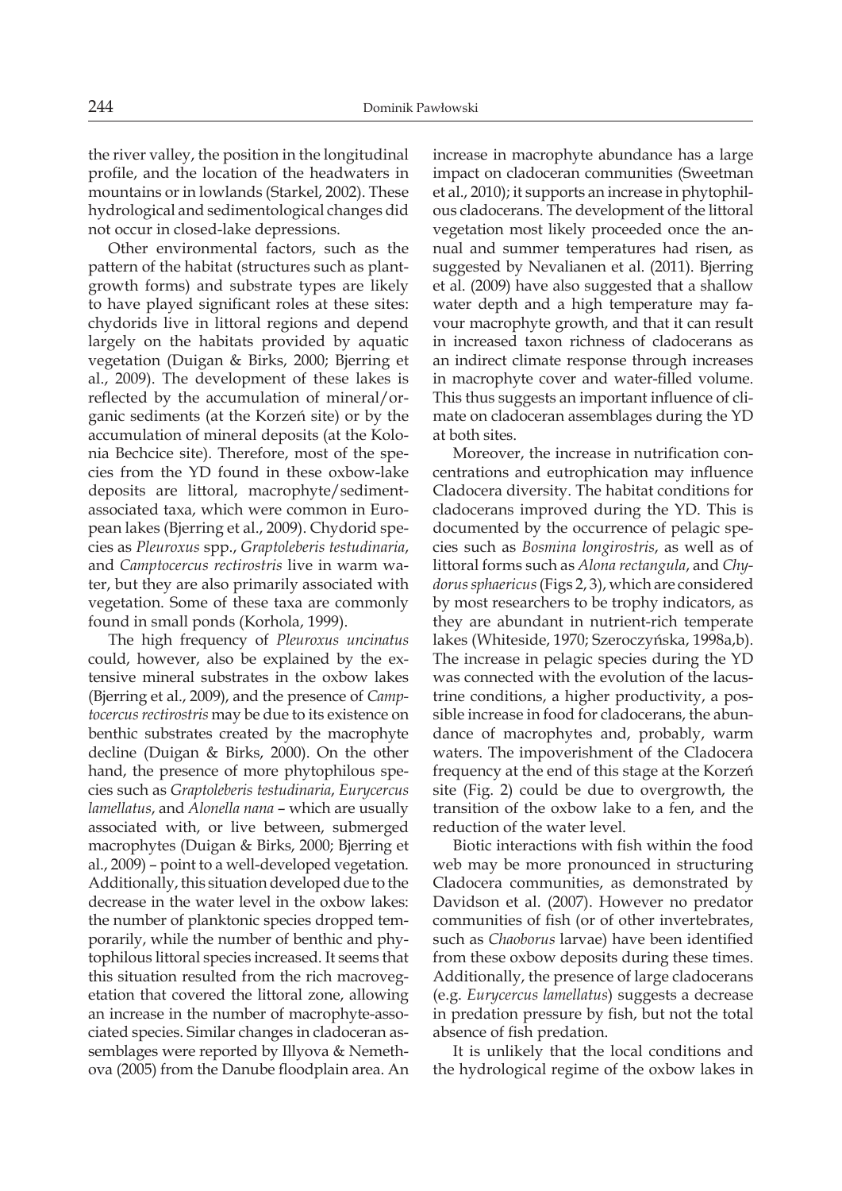the river valley, the position in the longitudinal profile, and the location of the headwaters in mountains or in lowlands (Starkel, 2002). These hydrological and sedimentological changes did not occur in closed-lake depressions.

Other environmental factors, such as the pattern of the habitat (structures such as plant-growth forms) and substrate types are likely to have played significant roles at these sites: chydorids live in littoral regions and depend largely on the habitats provided by aquatic vegetation (Duigan & Birks, 2000; Bjerring et al., 2009). The development of these lakes is reflected by the accumulation of mineral/organic sediments (at the Korzeń site) or by the accumulation of mineral deposits (at the Kolonia Bechcice site). Therefore, most of the species from the YD found in these oxbow-lake deposits are littoral, macrophyte/sediment-associated taxa, which were common in European lakes (Bjerring et al., 2009). Chydorid species as *Pleuroxus* spp., *Graptoleberis testudinaria*, and *Camptocercus rectirostris* live in warm water, but they are also primarily associated with vegetation. Some of these taxa are commonly found in small ponds (Korhola, 1999).

The high frequency of *Pleuroxus uncinatus* could, however, also be explained by the extensive mineral substrates in the oxbow lakes (Bjerring et al., 2009), and the presence of *Camptocercus rectirostris* may be due to its existence on benthic substrates created by the macrophyte decline (Duigan & Birks, 2000). On the other hand, the presence of more phytophilous species such as *Graptoleberis testudinaria*, *Eurycercus lamellatus*, and *Alonella nana* – which are usually associated with, or live between, submerged macrophytes (Duigan & Birks, 2000; Bjerring et al., 2009) – point to a well-developed vegetation. Additionally, this situation developed due to the decrease in the water level in the oxbow lakes: the number of planktonic species dropped temporarily, while the number of benthic and phytophilous littoral species increased. It seems that this situation resulted from the rich macrovegetation that covered the littoral zone, allowing an increase in the number of macrophyte-associated species. Similar changes in cladoceran assemblages were reported by Illyova & Nemethova (2005) from the Danube floodplain area. An increase in macrophyte abundance has a large impact on cladoceran communities (Sweetman et al., 2010); it supports an increase in phytophilous cladocerans. The development of the littoral vegetation most likely proceeded once the annual and summer temperatures had risen, as suggested by Nevalianen et al. (2011). Bjerring et al. (2009) have also suggested that a shallow water depth and a high temperature may favour macrophyte growth, and that it can result in increased taxon richness through cladocerans as an indirect climate response through increases in macrophyte cover and water-filled volume. This thus suggests an important influence of climate on cladoceran assemblages during the YD at both sites.

Moreover, the increase in nutrification concentrations and eutrophication may influence Cladocera diversity. The habitat conditions for cladocerans improved during the YD. This is documented by the occurrence of pelagic species such as *Bosmina longirostris*, as well as of littoral forms such as *Alona rectangula*, and *Chydorus sphaericus* (Figs 2, 3), which are considered by most researchers to be trophy indicators, as they are abundant in nutrient-rich temperate lakes (Whiteside, 1970; Szeroczyńska, 1998a,b). The increase in pelagic species during the YD was connected with the evolution of the lacustrine conditions, a higher productivity, a possible increase in food for cladocerans, the abundance of macrophytes and, probably, warm waters. The impoverishment of the Cladocera frequency at the end of this stage at the Korzeń site (Fig. 2) could be due to overgrowth, the transition of the oxbow lake to a fen, and the reduction of the water level.

Biotic interactions with fish within the food web may be more pronounced in structuring Cladocera communities, as demonstrated by Davidson et al. (2007). However no predator communities of fish (or of other invertebrates, such as *Chaoborus* larvae) have been identified from these oxbow deposits during these times. Additionally, the presence of large cladocerans (e.g. *Eurycercus lamellatus*) suggests a decrease in predation pressure by fish, but not the total absence of fish predation.

It is unlikely that the local conditions and the hydrological regime of the oxbow lakes in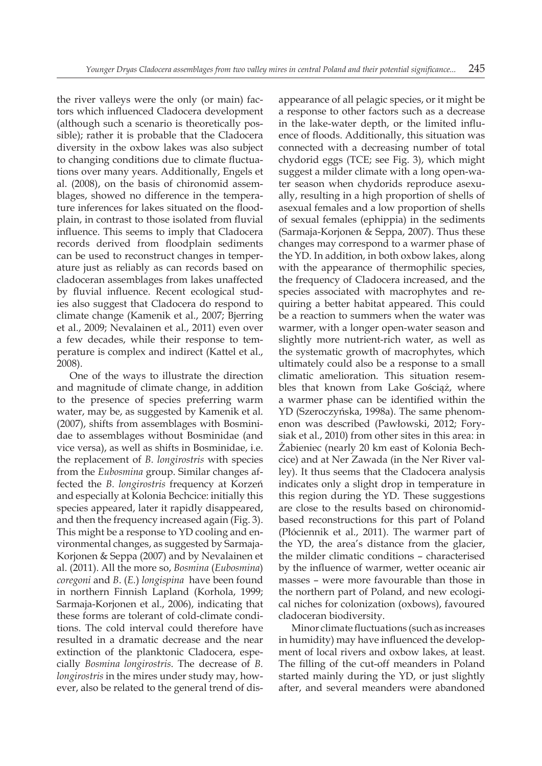the river valleys were the only (or main) factors which influenced Cladocera development (although such a scenario is theoretically possible); rather it is probable that the Cladocera diversity in the oxbow lakes was also subject to changing conditions due to climate fluctuations over many years. Additionally, Engels et al. (2008), on the basis of chironomid assemblages, showed no difference in the temperature inferences for lakes situated on the floodplain, in contrast to those isolated from fluvial influence. This seems to imply that Cladocera records derived from floodplain sediments can be used to reconstruct changes in temperature just as reliably as can records based on cladoceran assemblages from lakes unaffected by fluvial influence. Recent ecological studies also suggest that Cladocera do respond to climate change (Kamenik et al., 2007; Bjerring et al., 2009; Nevalainen et al., 2011) even over a few decades, while their response to temperature is complex and indirect (Kattel et al., 2008).

One of the ways to illustrate the direction and magnitude of climate change, in addition to the presence of species preferring warm water, may be, as suggested by Kamenik et al. (2007), shifts from assemblages with Bosminidae to assemblages without Bosminidae (and vice versa), as well as shifts in Bosminidae, i.e. the replacement of *B. longirostris* with species from the *Eubosmina* group. Similar changes affected the *B. longirostris* frequency at Korzeń and especially at Kolonia Bechcice: initially this species appeared, later it rapidly disappeared, and then the frequency increased again (Fig. 3). This might be a response to YD cooling and environmental changes, as suggested by Sarmaja-Korjonen & Seppa (2007) and by Nevalainen et al. (2011). All the more so, *Bosmina* (*Eubosmina*) *coregoni* and *B.* (*E.*) *longispina* have been found in northern Finnish Lapland (Korhola, 1999; Sarmaja-Korjonen et al., 2006), indicating that these forms are tolerant of cold-climate conditions. The cold interval could therefore have resulted in a dramatic decrease and the near extinction of the planktonic Cladocera, especially *Bosmina longirostris*. The decrease of *B. longirostris* in the mires under study may, however, also be related to the general trend of disappearance of all pelagic species, or it might be a response to other factors such as a decrease in the lake-water depth, or the limited influence of floods. Additionally, this situation was connected with a decreasing number of total chydorid eggs (TCE; see Fig. 3), which might suggest a milder climate with a long open-water season when chydorids reproduce asexually, resulting in a high proportion of shells of asexual females and a low proportion of shells of sexual females (ephippia) in the sediments (Sarmaja-Korjonen & Seppa, 2007). Thus these changes may correspond to a warmer phase of the YD. In addition, in both oxbow lakes, along with the appearance of thermophilic species, the frequency of Cladocera increased, and the species associated with macrophytes and requiring a better habitat appeared. This could be a reaction to summers when the water was warmer, with a longer open-water season and slightly more nutrient-rich water, as well as the systematic growth of macrophytes, which ultimately could also be a response to a small climatic amelioration. This situation resembles that known from Lake Gościąż, where a warmer phase can be identified within the YD (Szeroczyńska, 1998a). The same phenomenon was described (Pawłowski, 2012; Forysiak et al., 2010) from other sites in this area: in Żabieniec (nearly 20 km east of Kolonia Bechcice) and at Ner Zawada (in the Ner River valley). It thus seems that the Cladocera analysis indicates only a slight drop in temperature in this region during the YD. These suggestions are close to the results based on chironomid-based reconstructions for this part of Poland (Płóciennik et al., 2011). The warmer part of the YD, the area's distance from the glacier, the milder climatic conditions – characterised by the influence of warmer, wetter oceanic air masses – were more favourable than those in the northern part of Poland, and new ecological niches for colonization (oxbows), favoured cladoceran biodiversity.

Minor climate fluctuations (such as increases in humidity) may have influenced the development of local rivers and oxbow lakes, at least. The filling of the cut-off meanders in Poland started mainly during the YD, or just slightly after, and several meanders were abandoned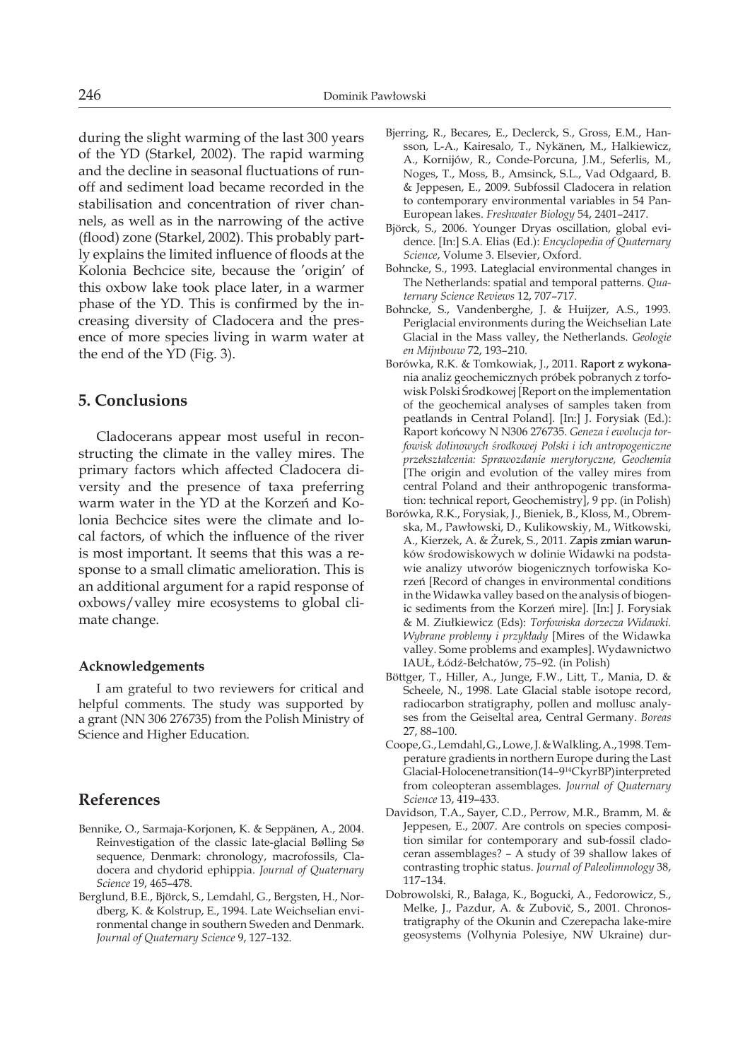during the slight warming of the last 300 years of the YD (Starkel, 2002). The rapid warming and the decline in seasonal fluctuations of runoff and sediment load became recorded in the stabilisation and concentration of river channels, as well as in the narrowing of the active (flood) zone (Starkel, 2002). This probably partly explains the limited influence of floods at the Kolonia Bechcice site, because the 'origin' of this oxbow lake took place later, in a warmer phase of the YD. This is confirmed by the increasing diversity of Cladocera and the presence of more species living in warm water at the end of the YD (Fig. 3).

## 5. Conclusions

Cladocerans appear most useful in reconstructing the climate in the valley mires. The primary factors which affected Cladocera diversity and the presence of taxa preferring warm water in the YD at the Korzeń and Kolonia Bechcice sites were the climate and local factors, of which the influence of the river is most important. It seems that this was a response to a small climatic amelioration. This is an additional argument for a rapid response of oxbows/valley mire ecosystems to global climate change.

### Acknowledgements

I am grateful to two reviewers for critical and helpful comments. The study was supported by a grant (NN 306 276735) from the Polish Ministry of Science and Higher Education.

## References

Bennike, O., Sarmaja-Korjonen, K. & Seppänen, A., 2004. Reinvestigation of the classic late-glacial Bølling Sø sequence, Denmark: chronology, macrofossils, Cladocera and chydorid ephippia. *Journal of Quaternary Science* 19, 465–478.

Berglund, B.E., Björck, S., Lemdahl, G., Bergsten, H., Nordberg, K. & Kolstrup, E., 1994. Late Weichselian environmental change in southern Sweden and Denmark. *Journal of Quaternary Science* 9, 127–132.

Bjerring, R., Becares, E., Declerck, S., Gross, E.M., Hansson, L-A., Kairesalo, T., Nykänen, M., Halkiewicz, A., Kornijów, R., Conde-Porcuna, J.M., Seferlis, M., Noges, T., Moss, B., Amsinck, S.L., Vad Odgaard, B. & Jeppesen, E., 2009. Subfossil Cladocera in relation to contemporary environmental variables in 54 Pan-European lakes. *Freshwater Biology* 54, 2401–2417.

Björck, S., 2006. Younger Dryas oscillation, global evidence. [In:] S.A. Elias (Ed.): *Encyclopedia of Quaternary Science*, Volume 3. Elsevier, Oxford.

Bohncke, S., 1993. Lateglacial environmental changes in The Netherlands: spatial and temporal patterns. *Quaternary Science Reviews* 12, 707–717.

Bohncke, S., Vandenberghe, J. & Huijzer, A.S., 1993. Periglacial environments during the Weichselian Late Glacial in the Mass valley, the Netherlands. *Geologie en Mijnbouw* 72, 193–210.

Borówka, R.K. & Tomkowiak, J., 2011. Raport z wykonania analiz geochemicznych próbek pobranych z torfowisk Polski Środkowej [Report on the implementation of the geochemical analyses of samples taken from peatlands in Central Poland]. [In:] J. Forysiak (Ed.): Raport końcowy N N306 276735. *Geneza i ewolucja torfowisk dolinowych środkowej Polski i ich antropogeniczne przekształcenia: Sprawozdanie merytoryczne, Geochemia* [The origin and evolution of the valley mires from central Poland and their anthropogenic transformation: technical report, Geochemistry], 9 pp. (in Polish)

Borówka, R.K., Forysiak, J., Bieniek, B., Kloss, M., Obremska, M., Pawłowski, D., Kulikowskiy, M., Witkowski, A., Kierzek, A. & Żurek, S., 2011. Zapis zmian warunków środowiskowych w dolinie Widawki na podstawie analizy utworów biogenicznych torfowiska Korzeń [Record of changes in environmental conditions in the Widawka valley based on the analysis of biogenic sediments from the Korzeń mire]. [In:] J. Forysiak & M. Ziułkiewicz (Eds): *Torfowiska dorzecza Widawki. Wybrane problemy i przykłady* [Mires of the Widawka valley. Some problems and examples]. Wydawnictwo IAUŁ, Łódź-Bełchatów, 75–92. (in Polish)

Böttger, T., Hiller, A., Junge, F.W., Litt, T., Mania, D. & Scheele, N., 1998. Late Glacial stable isotope record, radiocarbon stratigraphy, pollen and mollusc analyses from the Geiseltal area, Central Germany. *Boreas* 27, 88–100.

Coope, G., Lemdahl, G., Lowe, J. & Walkling, A., 1998. Temperature gradients in northern Europe during the Last Glacial-Holocene transition (14–9 $^{14}$C kyr BP) interpreted from coleopteran assemblages. *Journal of Quaternary Science* 13, 419–433.

Davidson, T.A., Sayer, C.D., Perrow, M.R., Bramm, M. & Jeppesen, E., 2007. Are controls on species composition similar for contemporary and sub-fossil cladoceran assemblages? – A study of 39 shallow lakes of contrasting trophic status. *Journal of Paleolimnology* 38, 117–134.

Dobrowolski, R., Bałaga, K., Bogucki, A., Fedorowicz, S., Melke, J., Pazdur, A. & Zubovič, S., 2001. Chronostratigraphy of the Okunin and Czerepacha lake-mire geosystems (Volhynia Polesiye, NW Ukraine) dur-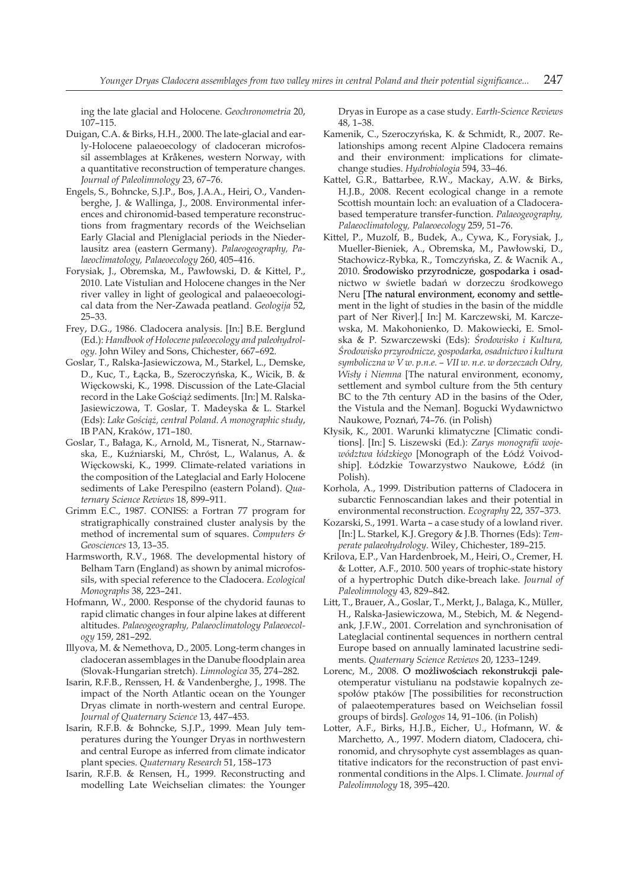ing the late glacial and Holocene. *Geochronometria* 20, 107–115.

Duigan, C.A. & Birks, H.H., 2000. The late-glacial and early-Holocene palaeoecology of cladoceran microfossil assemblages at Kråkenes, western Norway, with a quantitative reconstruction of temperature changes. *Journal of Paleolimnology* 23, 67–76.

Engels, S., Bohncke, S.J.P., Bos, J.A.A., Heiri, O., Vandenberghe, J. & Wallinga, J., 2008. Environmental inferences and chironomid-based temperature reconstructions from fragmentary records of the Weichselian Early Glacial and Pleniglacial periods in the Niederlausitz area (eastern Germany). *Palaeogeography, Palaeoclimatology, Palaeoecology* 260, 405–416.

Forysiak, J., Obremska, M., Pawłowski, D. & Kittel, P., 2010. Late Vistulian and Holocene changes in the Ner river valley in light of geological and palaeoecological data from the Ner-Zawada peatland. *Geologija* 52, 25–33.

Frey, D.G., 1986. Cladocera analysis. [In:] B.E. Berglund (Ed.): *Handbook of Holocene paleoecology and paleohydrology*. John Wiley and Sons, Chichester, 667–692.

Goslar, T., Ralska-Jasiewiczowa, M., Starkel, L., Demske, D., Kuc, T., Łącka, B., Szeroczyńska, K., Wicik, B. & Więckowski, K., 1998. Discussion of the Late-Glacial record in the Lake Gościąż sediments. [In:] M. Ralska-Jasiewiczowa, T. Goslar, T. Madeyska & L. Starkel (Eds): *Lake Gościąż, central Poland. A monographic study*, IB PAN, Kraków, 171–180.

Goslar, T., Bałaga, K., Arnold, M., Tisnerat, N., Starnawska, E., Kuźniarski, M., Chróst, L., Walanus, A. & Więckowski, K., 1999. Climate-related variations in the composition of the Lateglacial and Early Holocene sediments of Lake Perespilno (eastern Poland). *Quaternary Science Reviews* 18, 899–911.

Grimm E.C., 1987. CONISS: a Fortran 77 program for stratigraphically constrained cluster analysis by the method of incremental sum of squares. *Computers & Geosciences* 13, 13–35.

Harmsworth, R.V., 1968. The developmental history of Belham Tarn (England) as shown by animal microfossils, with special reference to the Cladocera. *Ecological Monographs* 38, 223–241.

Hofmann, W., 2000. Response of the chydorid faunas to rapid climatic changes in four alpine lakes at different altitudes. *Palaeogeography, Palaeoclimatology Palaeoecology* 159, 281–292.

Illyova, M. & Nemethova, D., 2005. Long-term changes in cladoceran assemblages in the Danube floodplain area (Slovak-Hungarian stretch). *Limnologica* 35, 274–282.

Isarin, R.F.B., Renssen, H. & Vandenberghe, J., 1998. The impact of the North Atlantic ocean on the Younger Dryas climate in north-western and central Europe. *Journal of Quaternary Science* 13, 447–453.

Isarin, R.F.B. & Bohncke, S.J.P., 1999. Mean July temperatures during the Younger Dryas in northwestern and central Europe as inferred from climate indicator plant species. *Quaternary Research* 51, 158–173

Isarin, R.F.B. & Rensen, H., 1999. Reconstructing and modelling Late Weichselian climates: the Younger Dryas in Europe as a case study. *Earth-Science Reviews* 48, 1–38.

Kamenik, C., Szeroczyńska, K. & Schmidt, R., 2007. Relationships among recent Alpine Cladocera remains and their environment: implications for climate-change studies. *Hydrobiologia* 594, 33–46.

Kattel, G.R., Battarbee, R.W., Mackay, A.W. & Birks, H.J.B., 2008. Recent ecological change in a remote Scottish mountain loch: an evaluation of a Cladocera-based temperature transfer-function. *Palaeogeography, Palaeoclimatology, Palaeoecology* 259, 51–76.

Kittel, P., Muzolf, B., Budek, A., Cywa, K., Forysiak, J., Mueller-Bieniek, A., Obremska, M., Pawłowski, D., Stachowicz-Rybka, R., Tomczyńska, Z. & Wacnik A., 2010. Środowisko przyrodnicze, gospodarka i osadnictwo w świetle badań w dorzeczu środkowego Neru [The natural environment, economy and settlement in the light of studies in the basin of the middle part of Ner River].[ In:] M. Karczewski, M. Karczewska, M. Makohonienko, D. Makowiecki, E. Smolska & P. Szwarczewski (Eds): *Środowisko i Kultura, Środowisko przyrodnicze, gospodarka, osadnictwo i kultura symboliczna w V w. p.n.e. – VII w. n.e. w dorzeczach Odry, Wisły i Niemna* [The natural environment, economy, settlement and symbol culture from the 5th century BC to the 7th century AD in the basins of the Oder, the Vistula and the Neman]. Bogucki Wydawnictwo Naukowe, Poznań, 74–76. (in Polish)

Kłysik, K., 2001. Warunki klimatyczne [Climatic conditions]. [In:] S. Liszewski (Ed.): *Zarys monografii województwa łódzkiego* [Monograph of the Łódź Voivodship]. Łódzkie Towarzystwo Naukowe, Łódź (in Polish).

Korhola, A., 1999. Distribution patterns of Cladocera in subarctic Fennoscandian lakes and their potential in environmental reconstruction. *Ecography* 22, 357–373.

Kozarski, S., 1991. Warta – a case study of a lowland river. [In:] L. Starkel, K.J. Gregory & J.B. Thornes (Eds): *Temperate palaeohydrology*. Wiley, Chichester, 189–215.

Krilova, E.P., Van Hardenbroek, M., Heiri, O., Cremer, H. & Lotter, A.F., 2010. 500 years of trophic-state history of a hypertrophic Dutch dike-breach lake. *Journal of Paleolimnology* 43, 829–842.

Litt, T., Brauer, A., Goslar, T., Merkt, J., Balaga, K., Müller, H., Ralska-Jasiewiczowa, M., Stebich, M. & Negendank, J.F.W., 2001. Correlation and synchronisation of Lateglacial continental sequences in northern central Europe based on annually laminated lacustrine sediments. *Quaternary Science Reviews* 20, 1233–1249.

Lorenc, M., 2008. O możliwościach rekonstrukcji paleotemperatur vistulianu na podstawie kopalnych zespołów ptaków [The possibilities for reconstruction of palaeotemperatures based on Weichselian fossil groups of birds]. *Geologos* 14, 91–106. (in Polish)

Lotter, A.F., Birks, H.J.B., Eicher, U., Hofmann, W. & Marchetto, A., 1997. Modern diatom, Cladocera, chironomid, and chrysophyte cyst assemblages as quantitative indicators for the reconstruction of past environmental conditions in the Alps. I. Climate. *Journal of Paleolimnology* 18, 395–420.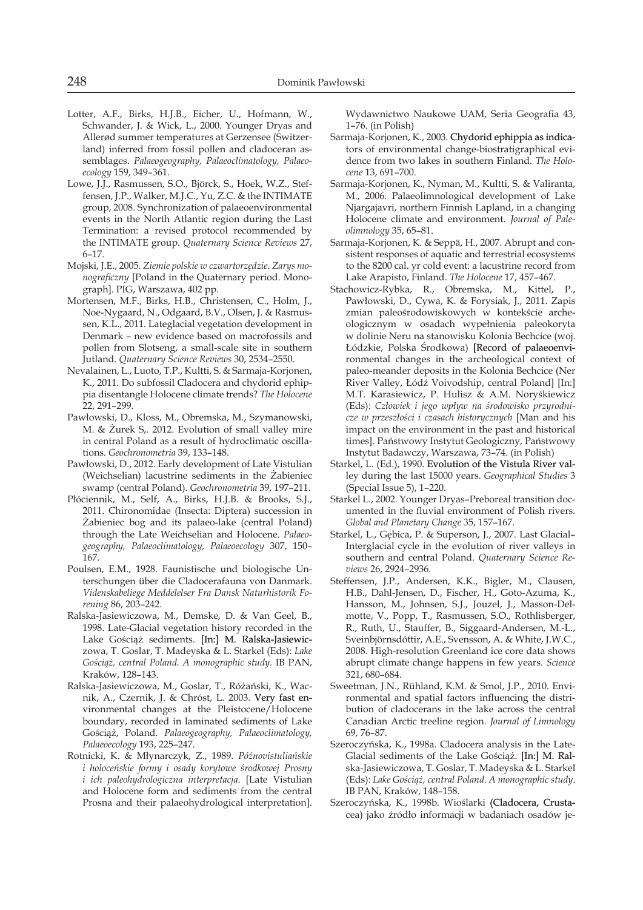Lotter, A.F., Birks, H.J.B., Eicher, U., Hofmann, W., Schwander, J. & Wick, L., 2000. Younger Dryas and Allerød summer temperatures at Gerzensee (Switzerland) inferred from fossil pollen and cladoceran assemblages. *Palaeogeography, Palaeoclimatology, Palaeoecology* 159, 349–361.

Lowe, J.J., Rasmussen, S.O., Björck, S., Hoek, W.Z., Steffensen, J.P., Walker, M.J.C., Yu, Z.C. & the INTIMATE group, 2008. Synchronization of palaeoenvironmental events in the North Atlantic region during the Last Termination: a revised protocol recommended by the INTIMATE group. *Quaternary Science Reviews* 27, 6–17.

Mojski, J.E., 2005. *Ziemie polskie w czwartorzędzie. Zarys monograficzny* [Poland in the Quaternary period. Monograph]. PIG, Warszawa, 402 pp.

Mortensen, M.F., Birks, H.B., Christensen, C., Holm, J., Noe-Nygaard, N., Odgaard, B.V., Olsen, J. & Rasmussen, K.L., 2011. Lateglacial vegetation development in Denmark – new evidence based on macrofossils and pollen from Slotseng, a small-scale site in southern Jutland. *Quaternary Science Reviews* 30, 2534–2550.

Nevalainen, L., Luoto, T.P., Kultti, S. & Sarmaja-Korjonen, K., 2011. Do subfossil Cladocera and chydorid ephippia disentangle Holocene climate trends? *The Holocene* 22, 291–299.

Pawłowski, D., Kloss, M., Obremska, M., Szymanowski, M. & Żurek S,. 2012. Evolution of small valley mire in central Poland as a result of hydroclimatic oscillations. *Geochronometria* 39, 133–148.

Pawłowski, D., 2012. Early development of Late Vistulian (Weichselian) lacustrine sediments in the Żabieniec swamp (central Poland). *Geochronometria* 39, 197–211.

Płóciennik, M., Self, A., Birks, H.J.B. & Brooks, S.J., 2011. Chironomidae (Insecta: Diptera) succession in Żabieniec bog and its palaeo-lake (central Poland) through the Late Weichselian and Holocene. *Palaeogeography, Palaeoclimatology, Palaeoecology* 307, 150–167.

Poulsen, E.M., 1928. Faunistische und biologische Unterschungen über die Cladocerafauna von Danmark. *Videnskabeliege Meddelelser Fra Dansk Naturhistorik Forening* 86, 203–242.

Ralska-Jasiewiczowa, M., Demske, D. & Van Geel, B., 1998. Late-Glacial vegetation history recorded in the Lake Gościąż sediments. [In:] M. Ralska-Jasiewiczowa, T. Goslar, T. Madeyska & L. Starkel (Eds): *Lake Gościąż, central Poland. A monographic study.* IB PAN, Kraków, 128–143.

Ralska-Jasiewiczowa, M., Goslar, T., Różański, K., Wacnik, A., Czernik, J. & Chróst, L. 2003. Very fast environmental changes at the Pleistocene/Holocene boundary, recorded in laminated sediments of Lake Gościąż, Poland. *Palaeogeography, Palaeoclimatology, Palaeoecology* 193, 225–247.

Rotnicki, K. & Młynarczyk, Z., 1989. *Późnovistuliańskie i holoceńskie formy i osady korytowe środkowej Prosny i ich paleohydrologiczna interpretacja.* [Late Vistulian and Holocene form and sediments from the central Prosna and their palaeohydrological interpretation]. Wydawnictwo Naukowe UAM, Seria Geografia 43, 1–76. (in Polish)

Sarmaja-Korjonen, K., 2003. Chydorid ephippia as indicators of environmental change-biostratigraphical evidence from two lakes in southern Finland. *The Holocene* 13, 691–700.

Sarmaja-Korjonen, K., Nyman, M., Kultti, S. & Valiranta, M., 2006. Palaeolimnological development of Lake Njargajavri, northern Finnish Lapland, in a changing Holocene climate and environment. *Journal of Paleolimnology* 35, 65–81.

Sarmaja-Korjonen, K. & Seppä, H., 2007. Abrupt and consistent responses of aquatic and terrestrial ecosystems to the 8200 cal. yr cold event: a lacustrine record from Lake Arapisto, Finland. *The Holocene* 17, 457–467.

Stachowicz-Rybka, R., Obremska, M., Kittel, P., Pawłowski, D., Cywa, K. & Forysiak, J., 2011. Zapis zmian paleośrodowiskowych w kontekście archeologicznym w osadach wypełnienia paleokoryta w dolinie Neru na stanowisku Kolonia Bechcice (woj. Łódzkie, Polska Środkowa) [Record of palaeoenvironmental changes in the archeological context of paleo-meander deposits in the Kolonia Bechcice (Ner River Valley, Łódź Voivodship, central Poland] [In:] M.T. Karasiewicz, P. Hulisz & A.M. Noryśkiewicz (Eds): *Człowiek i jego wpływ na środowisko przyrodnicze w przeszłości i czasach historycznych* [Man and his impact on the environment in the past and historical times]. Państwowy Instytut Geologiczny, Państwowy Instytut Badawczy, Warszawa, 73–74. (in Polish)

Starkel, L. (Ed.), 1990. Evolution of the Vistula River valley during the last 15000 years. *Geographical Studies* 3 (Special Issue 5), 1–220.

Starkel L., 2002. Younger Dryas–Preboreal transition documented in the fluvial environment of Polish rivers. *Global and Planetary Change* 35, 157–167.

Starkel, L., Gębica, P. & Superson, J., 2007. Last Glacial–Interglacial cycle in the evolution of river valleys in southern and central Poland. *Quaternary Science Reviews* 26, 2924–2936.

Steffensen, J.P., Andersen, K.K., Bigler, M., Clausen, H.B., Dahl-Jensen, D., Fischer, H., Goto-Azuma, K., Hansson, M., Johnsen, S.J., Jouzel, J., Masson-Delmotte, V., Popp, T., Rasmussen, S.O., Rothlisberger, R., Ruth, U., Stauffer, B., Siggaard-Andersen, M.-L., Sveinbjörnsdóttir, A.E., Svensson, A. & White, J.W.C., 2008. High-resolution Greenland ice core data shows abrupt climate change happens in few years. *Science* 321, 680–684.

Sweetman, J.N., Rühland, K.M. & Smol, J.P., 2010. Environmental and spatial factors influencing the distribution of cladocerans in the lake across the central Canadian Arctic treeline region. *Journal of Limnology* 69, 76–87.

Szeroczyńska, K., 1998a. Cladocera analysis in the Late-Glacial sediments of the Lake Gościąż. [In:] M. Ralska-Jasiewiczowa, T. Goslar, T. Madeyska & L. Starkel (Eds): *Lake Gościąż, central Poland. A monographic study.* IB PAN, Kraków, 148–158.

Szeroczyńska, K., 1998b. Wioślarki (Cladocera, Crustacea) jako źródło informacji w badaniach osadów je-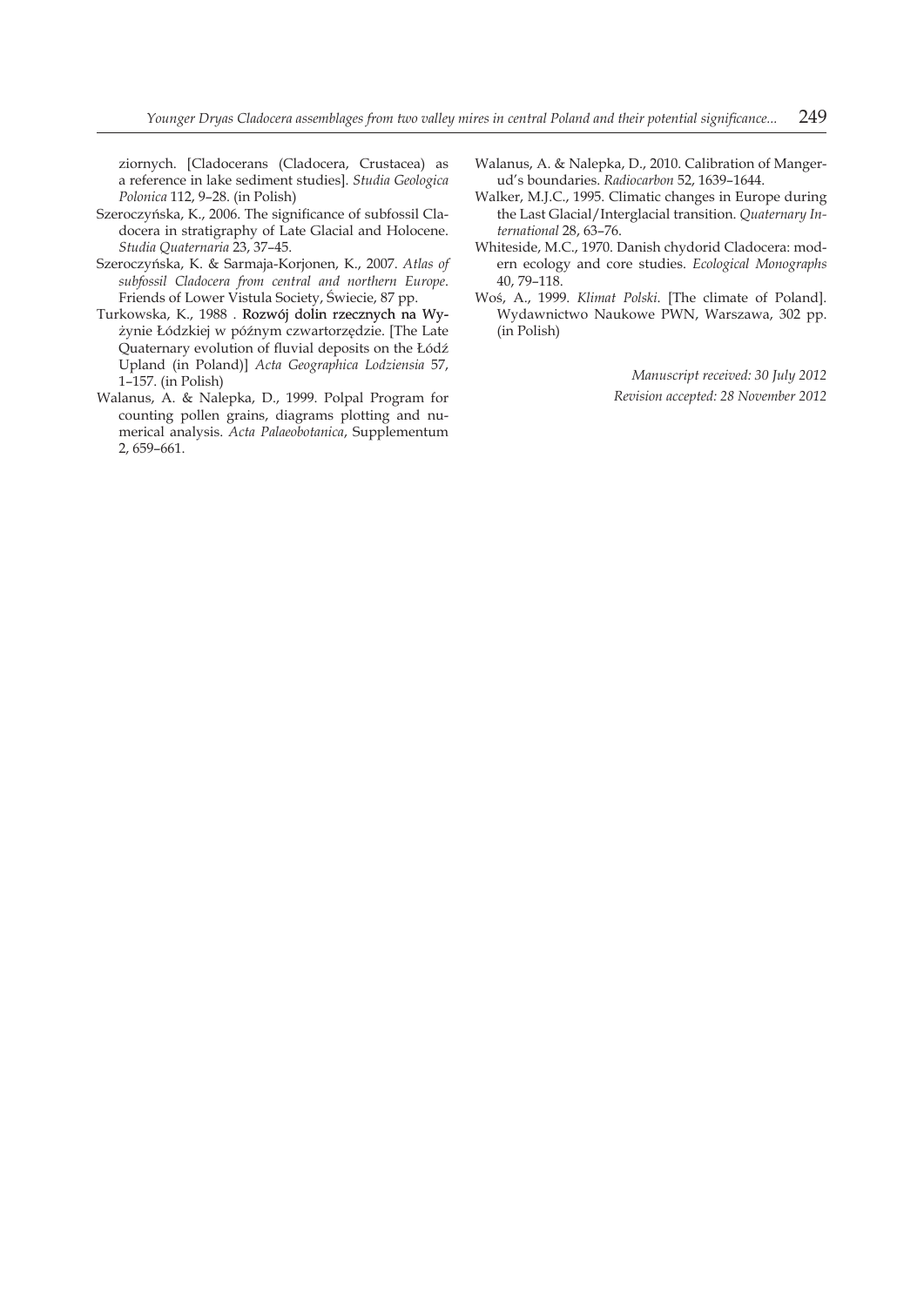ziornych. [Cladocerans (Cladocera, Crustacea) as a reference in lake sediment studies]. *Studia Geologica Polonica* 112, 9–28. (in Polish)

Szeroczyńska, K., 2006. The significance of subfossil Cladocera in stratigraphy of Late Glacial and Holocene. *Studia Quaternaria* 23, 37–45.

Szeroczyńska, K. & Sarmaja-Korjonen, K., 2007. *Atlas of subfossil Cladocera from central and northern Europe*. Friends of Lower Vistula Society, Świecie, 87 pp.

Turkowska, K., 1988 . Rozwój dolin rzecznych na Wyżynie Łódzkiej w późnym czwartorzędzie. [The Late Quaternary evolution of fluvial deposits on the Łódź Upland (in Poland)] *Acta Geographica Lodziensia* 57, 1–157. (in Polish)

Walanus, A. & Nalepka, D., 1999. Polpal Program for counting pollen grains, diagrams plotting and numerical analysis. *Acta Palaeobotanica*, Supplementum 2, 659–661.

Walanus, A. & Nalepka, D., 2010. Calibration of Mangerud's boundaries. *Radiocarbon* 52, 1639–1644.

Walker, M.J.C., 1995. Climatic changes in Europe during the Last Glacial/Interglacial transition. *Quaternary International* 28, 63–76.

Whiteside, M.C., 1970. Danish chydorid Cladocera: modern ecology and core studies. *Ecological Monographs* 40, 79–118.

Woś, A., 1999. *Klimat Polski*. [The climate of Poland]. Wydawnictwo Naukowe PWN, Warszawa, 302 pp. (in Polish)

*Manuscript received: 30 July 2012*
*Revision accepted: 28 November 2012*